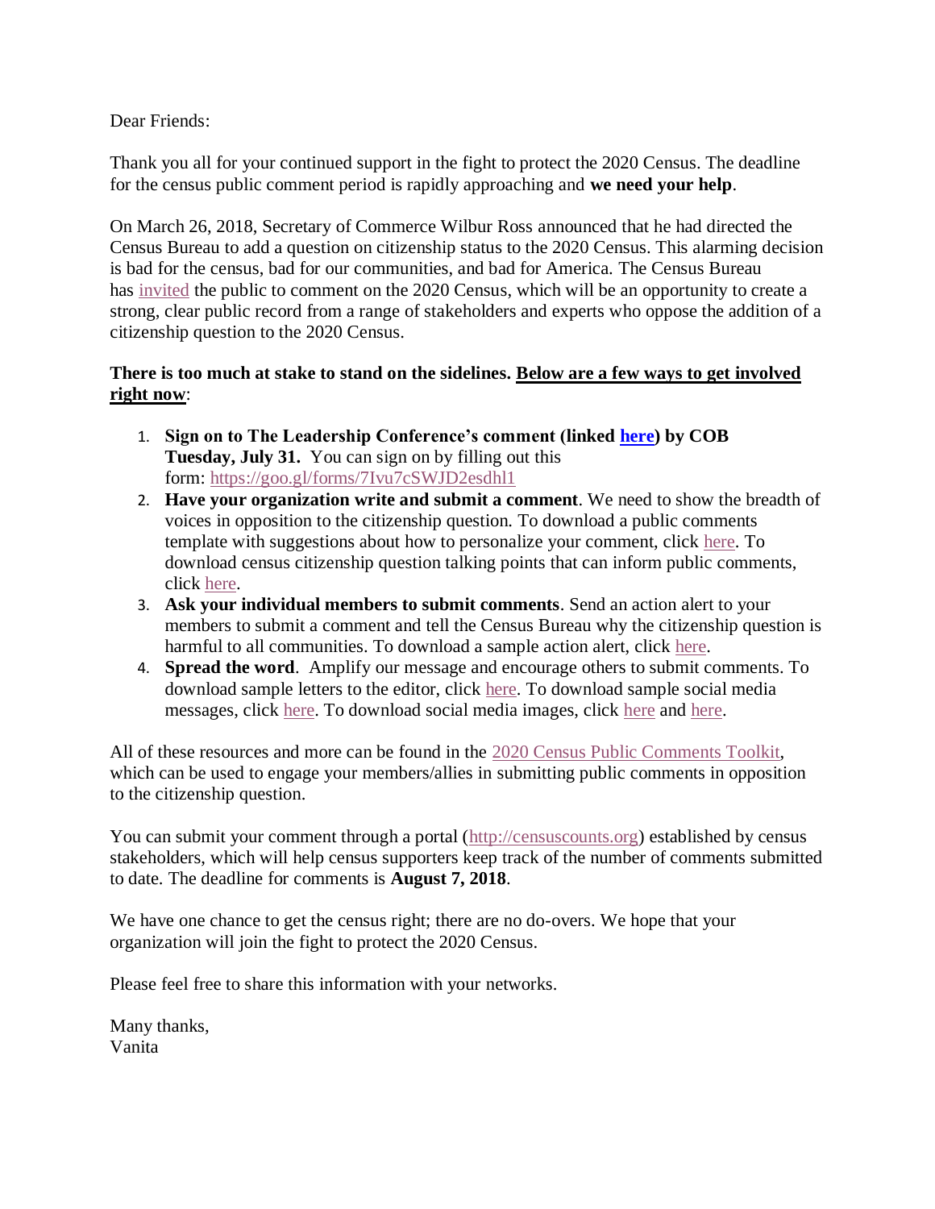Dear Friends:

Thank you all for your continued support in the fight to protect the 2020 Census. The deadline for the census public comment period is rapidly approaching and **we need your help**.

On March 26, 2018, Secretary of Commerce Wilbur Ross announced that he had directed the Census Bureau to add a question on citizenship status to the 2020 Census. This alarming decision is bad for the census, bad for our communities, and bad for America. The Census Bureau has invited the public to comment on the 2020 Census, which will be an opportunity to create a strong, clear public record from a range of stakeholders and experts who oppose the addition of a citizenship question to the 2020 Census.

**There is too much at stake to stand on the sidelines. <u>Below are a few ways to get involved right now</u>**:

1. **Sign on to The Leadership Conference's comment (linked here) by COB Tuesday, July 31.** You can sign on by filling out this form: https://goo.gl/forms/7Ivu7cSWJD2esdhl1
2. **Have your organization write and submit a comment**. We need to show the breadth of voices in opposition to the citizenship question. To download a public comments template with suggestions about how to personalize your comment, click here. To download census citizenship question talking points that can inform public comments, click here.
3. **Ask your individual members to submit comments**. Send an action alert to your members to submit a comment and tell the Census Bureau why the citizenship question is harmful to all communities. To download a sample action alert, click here.
4. **Spread the word**. Amplify our message and encourage others to submit comments. To download sample letters to the editor, click here. To download sample social media messages, click here. To download social media images, click here and here.

All of these resources and more can be found in the 2020 Census Public Comments Toolkit, which can be used to engage your members/allies in submitting public comments in opposition to the citizenship question.

You can submit your comment through a portal (http://censuscounts.org) established by census stakeholders, which will help census supporters keep track of the number of comments submitted to date. The deadline for comments is **August 7, 2018**.

We have one chance to get the census right; there are no do-overs. We hope that your organization will join the fight to protect the 2020 Census.

Please feel free to share this information with your networks.

Many thanks,
Vanita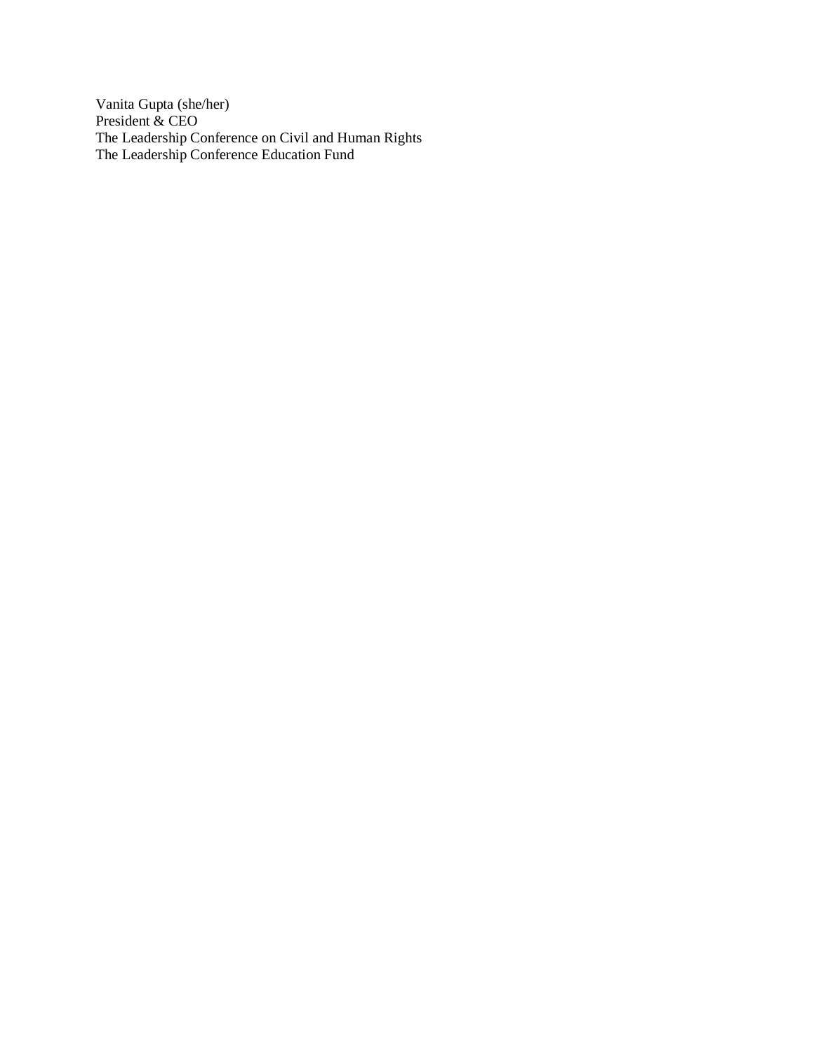Vanita Gupta (she/her)  
President & CEO  
The Leadership Conference on Civil and Human Rights  
The Leadership Conference Education Fund